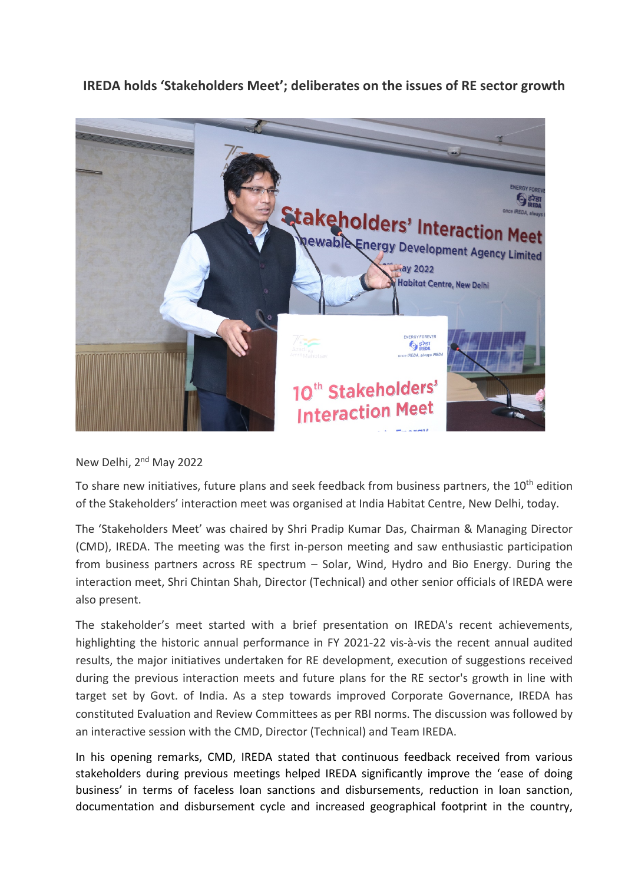# IREDA holds 'Stakeholders Meet'; deliberates on the issues of RE sector growth

New Delhi, 2nd May 2022

To share new initiatives, future plans and seek feedback from business partners, the 10th edition of the Stakeholders' interaction meet was organised at India Habitat Centre, New Delhi, today.

The 'Stakeholders Meet' was chaired by Shri Pradip Kumar Das, Chairman & Managing Director (CMD), IREDA. The meeting was the first in-person meeting and saw enthusiastic participation from business partners across RE spectrum – Solar, Wind, Hydro and Bio Energy. During the interaction meet, Shri Chintan Shah, Director (Technical) and other senior officials of IREDA were also present.

The stakeholder's meet started with a brief presentation on IREDA's recent achievements, highlighting the historic annual performance in FY 2021-22 vis-à-vis the recent annual audited results, the major initiatives undertaken for RE development, execution of suggestions received during the previous interaction meets and future plans for the RE sector's growth in line with target set by Govt. of India. As a step towards improved Corporate Governance, IREDA has constituted Evaluation and Review Committees as per RBI norms. The discussion was followed by an interactive session with the CMD, Director (Technical) and Team IREDA.

In his opening remarks, CMD, IREDA stated that continuous feedback received from various stakeholders during previous meetings helped IREDA significantly improve the 'ease of doing business' in terms of faceless loan sanctions and disbursements, reduction in loan sanction, documentation and disbursement cycle and increased geographical footprint in the country,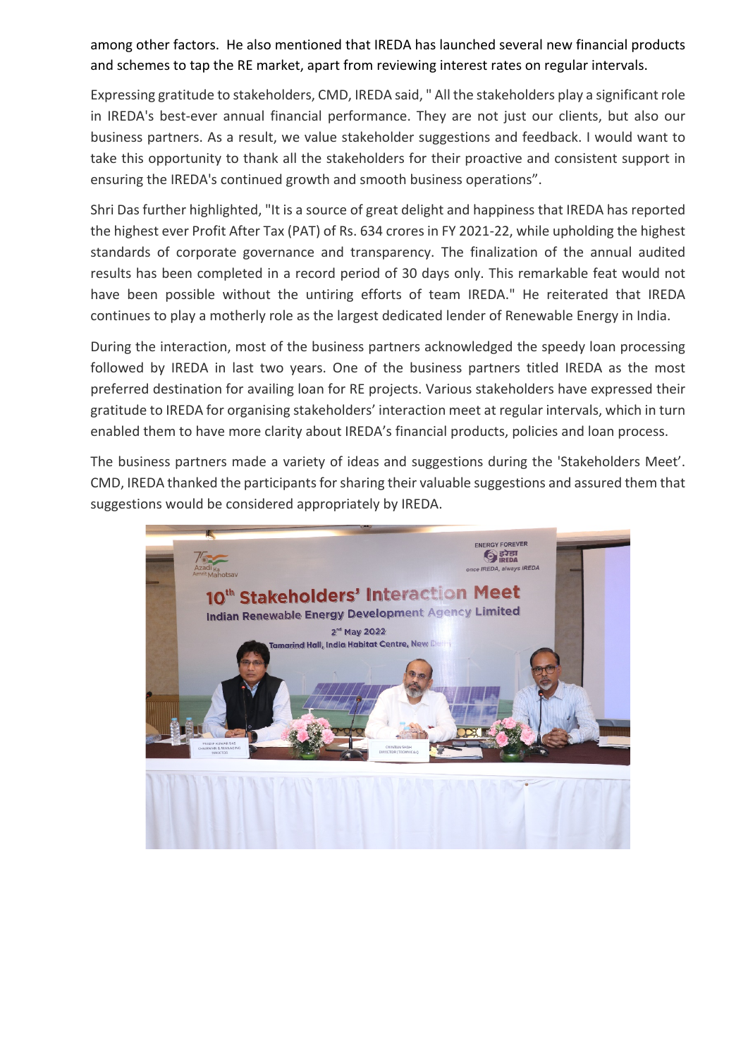among other factors. He also mentioned that IREDA has launched several new financial products and schemes to tap the RE market, apart from reviewing interest rates on regular intervals.

Expressing gratitude to stakeholders, CMD, IREDA said, " All the stakeholders play a significant role in IREDA's best-ever annual financial performance. They are not just our clients, but also our business partners. As a result, we value stakeholder suggestions and feedback. I would want to take this opportunity to thank all the stakeholders for their proactive and consistent support in ensuring the IREDA's continued growth and smooth business operations".

Shri Das further highlighted, "It is a source of great delight and happiness that IREDA has reported the highest ever Profit After Tax (PAT) of Rs. 634 crores in FY 2021-22, while upholding the highest standards of corporate governance and transparency. The finalization of the annual audited results has been completed in a record period of 30 days only. This remarkable feat would not have been possible without the untiring efforts of team IREDA." He reiterated that IREDA continues to play a motherly role as the largest dedicated lender of Renewable Energy in India.

During the interaction, most of the business partners acknowledged the speedy loan processing followed by IREDA in last two years. One of the business partners titled IREDA as the most preferred destination for availing loan for RE projects. Various stakeholders have expressed their gratitude to IREDA for organising stakeholders' interaction meet at regular intervals, which in turn enabled them to have more clarity about IREDA's financial products, policies and loan process.

The business partners made a variety of ideas and suggestions during the 'Stakeholders Meet'. CMD, IREDA thanked the participants for sharing their valuable suggestions and assured them that suggestions would be considered appropriately by IREDA.